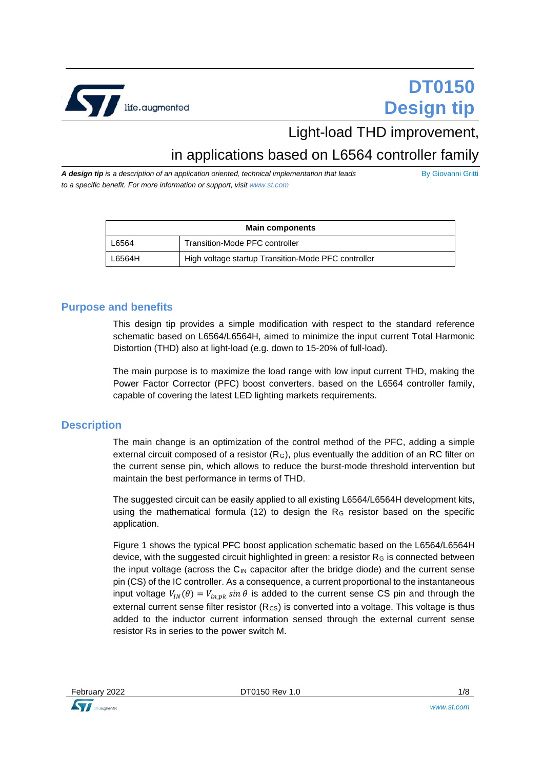# DT0150 Design tip

## Light-load THD improvement, in applications based on L6564 controller family

***A design tip** is a description of an application oriented, technical implementation that leads to a specific benefit. For more information or support, visit www.st.com*

By Giovanni Gritti

| Main components | |
|---|---|
| L6564 | Transition-Mode PFC controller |
| L6564H | High voltage startup Transition-Mode PFC controller |

## Purpose and benefits

This design tip provides a simple modification with respect to the standard reference schematic based on L6564/L6564H, aimed to minimize the input current Total Harmonic Distortion (THD) also at light-load (e.g. down to 15-20% of full-load).

The main purpose is to maximize the load range with low input current THD, making the Power Factor Corrector (PFC) boost converters, based on the L6564 controller family, capable of covering the latest LED lighting markets requirements.

## Description

The main change is an optimization of the control method of the PFC, adding a simple external circuit composed of a resistor ($R_G$), plus eventually the addition of an RC filter on the current sense pin, which allows to reduce the burst-mode threshold intervention but maintain the best performance in terms of THD.

The suggested circuit can be easily applied to all existing L6564/L6564H development kits, using the mathematical formula (12) to design the $R_G$ resistor based on the specific application.

Figure 1 shows the typical PFC boost application schematic based on the L6564/L6564H device, with the suggested circuit highlighted in green: a resistor $R_G$ is connected between the input voltage (across the $C_{IN}$ capacitor after the bridge diode) and the current sense pin (CS) of the IC controller. As a consequence, a current proportional to the instantaneous input voltage $V_{IN}(\theta) = V_{in,pk} \sin\theta$ is added to the current sense CS pin and through the external current sense filter resistor ($R_{CS}$) is converted into a voltage. This voltage is thus added to the inductor current information sensed through the external current sense resistor Rs in series to the power switch M.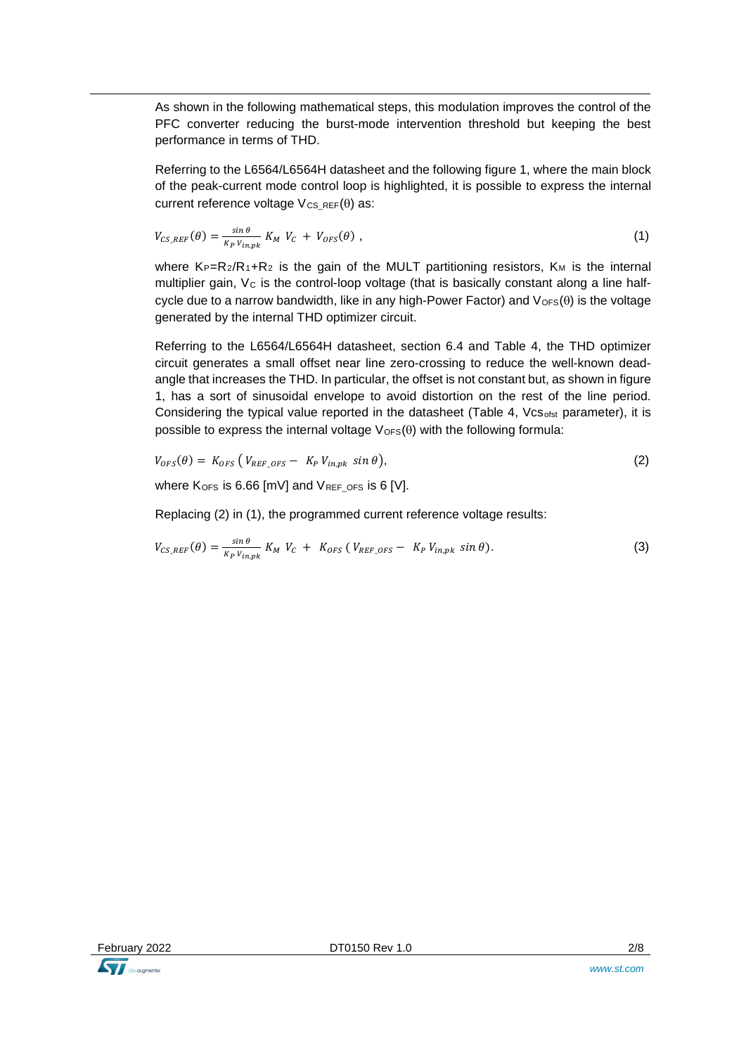As shown in the following mathematical steps, this modulation improves the control of the PFC converter reducing the burst-mode intervention threshold but keeping the best performance in terms of THD.

Referring to the L6564/L6564H datasheet and the following figure 1, where the main block of the peak-current mode control loop is highlighted, it is possible to express the internal current reference voltage $V_{CS\_REF}(\theta)$ as:

$$V_{CS\_REF}(\theta) = \frac{\sin\theta}{K_P\,V_{in,pk}}\,K_M\,V_C + V_{OFS}(\theta)\ , \tag{1}$$

where $K_P$=$R_2$/$R_1$+$R_2$ is the gain of the MULT partitioning resistors, $K_M$ is the internal multiplier gain, $V_C$ is the control-loop voltage (that is basically constant along a line half-cycle due to a narrow bandwidth, like in any high-Power Factor) and $V_{OFS}(\theta)$ is the voltage generated by the internal THD optimizer circuit.

Referring to the L6564/L6564H datasheet, section 6.4 and Table 4, the THD optimizer circuit generates a small offset near line zero-crossing to reduce the well-known dead-angle that increases the THD. In particular, the offset is not constant but, as shown in figure 1, has a sort of sinusoidal envelope to avoid distortion on the rest of the line period. Considering the typical value reported in the datasheet (Table 4, $Vcs_{ofst}$ parameter), it is possible to express the internal voltage $V_{OFS}(\theta)$ with the following formula:

$$V_{OFS}(\theta) = K_{OFS}\left(V_{REF\_OFS} - K_P\,V_{in,pk}\,\sin\theta\right), \tag{2}$$

where $K_{OFS}$ is 6.66 [mV] and $V_{REF\_OFS}$ is 6 [V].

Replacing (2) in (1), the programmed current reference voltage results:

$$V_{CS\_REF}(\theta) = \frac{\sin\theta}{K_P\,V_{in,pk}}\,K_M\,V_C + K_{OFS}\left(V_{REF\_OFS} - K_P\,V_{in,pk}\,\sin\theta\right). \tag{3}$$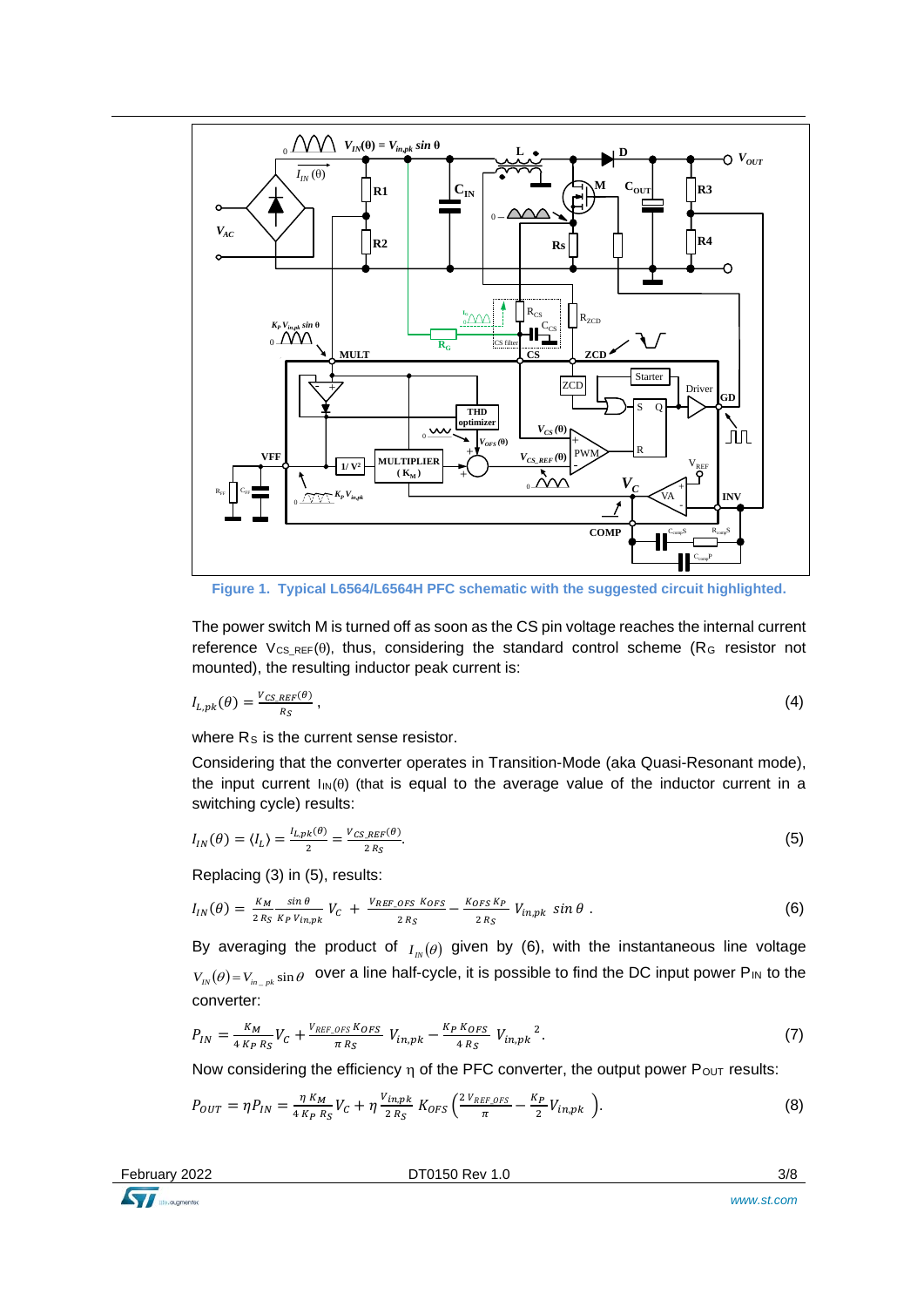**Figure 1. Typical L6564/L6564H PFC schematic with the suggested circuit highlighted.**

The power switch M is turned off as soon as the CS pin voltage reaches the internal current reference $V_{CS\_REF}(\theta)$, thus, considering the standard control scheme ($R_G$ resistor not mounted), the resulting inductor peak current is:

$$I_{L,pk}(\theta) = \frac{V_{CS\_REF}(\theta)}{R_S}\,, \tag{4}$$

where $R_S$ is the current sense resistor.

Considering that the converter operates in Transition-Mode (aka Quasi-Resonant mode), the input current $I_{IN}(\theta)$ (that is equal to the average value of the inductor current in a switching cycle) results:

$$I_{IN}(\theta) = \langle I_L \rangle = \frac{I_{L,pk}(\theta)}{2} = \frac{V_{CS\_REF}(\theta)}{2\,R_S}. \tag{5}$$

Replacing (3) in (5), results:

$$I_{IN}(\theta) = \frac{K_M}{2\,R_S}\frac{\sin\theta}{K_P\,V_{in,pk}}\,V_C + \frac{V_{REF\_OFS}\;K_{OFS}}{2\,R_S} - \frac{K_{OFS}\,K_P}{2\,R_S}\;V_{in,pk}\;\sin\theta\,. \tag{6}$$

By averaging the product of $I_{IN}(\theta)$ given by (6), with the instantaneous line voltage $V_{IN}(\theta) = V_{in\_pk}\sin\theta$ over a line half-cycle, it is possible to find the DC input power $P_{IN}$ to the converter:

$$P_{IN} = \frac{K_M}{4\,K_P\,R_S}V_C + \frac{V_{REF\_OFS}\,K_{OFS}}{\pi\,R_S}\;V_{in,pk} - \frac{K_P\,K_{OFS}}{4\,R_S}\;V_{in,pk}^{\;\;2}. \tag{7}$$

Now considering the efficiency η of the PFC converter, the output power $P_{OUT}$ results:

$$P_{OUT} = \eta P_{IN} = \frac{\eta\,K_M}{4\,K_P\,R_S}V_C + \eta\,\frac{V_{in,pk}}{2\,R_S}\;K_{OFS}\left(\frac{2\,V_{REF\_OFS}}{\pi} - \frac{K_P}{2}V_{in,pk}\;\right). \tag{8}$$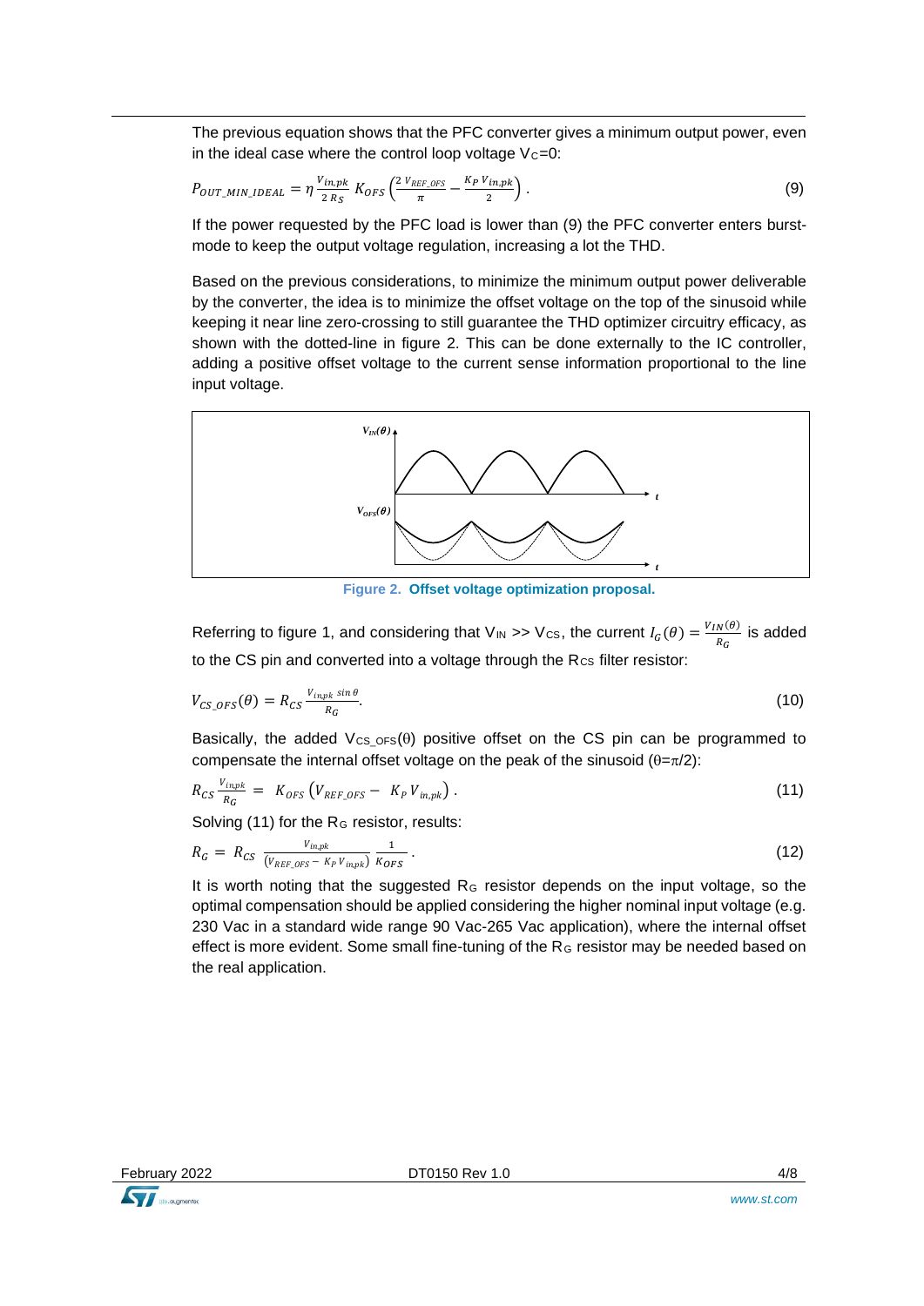The previous equation shows that the PFC converter gives a minimum output power, even in the ideal case where the control loop voltage $V_C$=0:

$$P_{OUT\_MIN\_IDEAL} = \eta \frac{V_{in,pk}}{2\,R_S}\, K_{OFS} \left( \frac{2\, V_{REF\_OFS}}{\pi} - \frac{K_P\, V_{in,pk}}{2} \right). \tag{9}$$

If the power requested by the PFC load is lower than (9) the PFC converter enters burst-mode to keep the output voltage regulation, increasing a lot the THD.

Based on the previous considerations, to minimize the minimum output power deliverable by the converter, the idea is to minimize the offset voltage on the top of the sinusoid while keeping it near line zero-crossing to still guarantee the THD optimizer circuitry efficacy, as shown with the dotted-line in figure 2. This can be done externally to the IC controller, adding a positive offset voltage to the current sense information proportional to the line input voltage.

**Figure 2. Offset voltage optimization proposal.**

Referring to figure 1, and considering that $V_{IN} >> V_{CS}$, the current $I_G(\theta) = \frac{V_{IN}(\theta)}{R_G}$ is added to the CS pin and converted into a voltage through the $R_{CS}$ filter resistor:

$$V_{CS\_OFS}(\theta) = R_{CS} \frac{V_{in,pk} \sin\theta}{R_G}. \tag{10}$$

Basically, the added $V_{CS\_OFS}(\theta)$ positive offset on the CS pin can be programmed to compensate the internal offset voltage on the peak of the sinusoid ($\theta = \pi/2$):

$$R_{CS} \frac{V_{in,pk}}{R_G} = K_{OFS} \left( V_{REF\_OFS} - K_P\, V_{in,pk} \right). \tag{11}$$

Solving (11) for the $R_G$ resistor, results:

$$R_G = R_{CS} \frac{V_{in,pk}}{\left(V_{REF\_OFS} - K_P\, V_{in,pk}\right)} \frac{1}{K_{OFS}}. \tag{12}$$

It is worth noting that the suggested $R_G$ resistor depends on the input voltage, so the optimal compensation should be applied considering the higher nominal input voltage (e.g. 230 Vac in a standard wide range 90 Vac-265 Vac application), where the internal offset effect is more evident. Some small fine-tuning of the $R_G$ resistor may be needed based on the real application.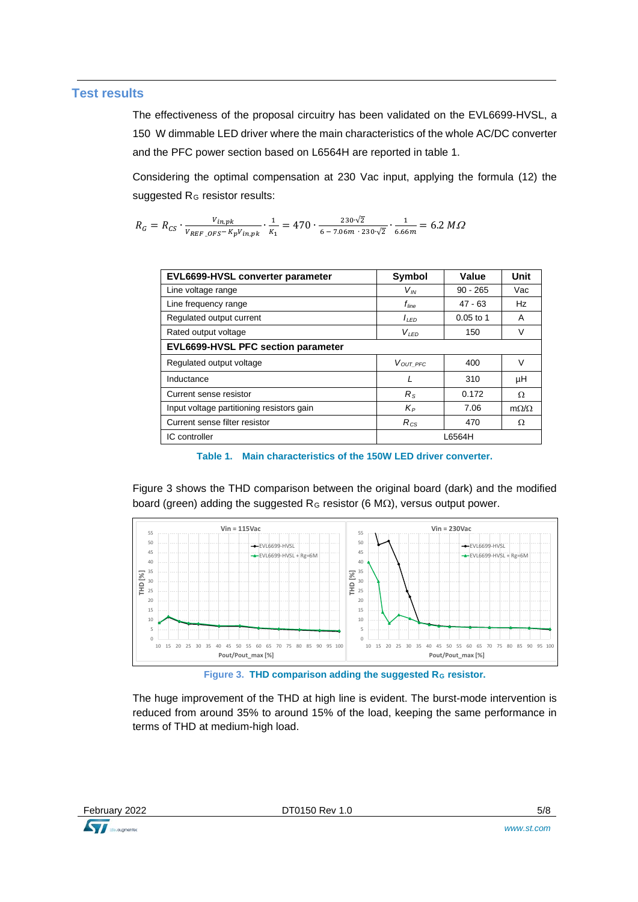## Test results

The effectiveness of the proposal circuitry has been validated on the EVL6699-HVSL, a 150 W dimmable LED driver where the main characteristics of the whole AC/DC converter and the PFC power section based on L6564H are reported in table 1.

Considering the optimal compensation at 230 Vac input, applying the formula (12) the suggested $R_G$ resistor results:

$$R_G = R_{CS} \cdot \frac{V_{in,pk}}{V_{REF\_OFS} - K_P V_{in,pk}} \cdot \frac{1}{K_1} = 470 \cdot \frac{230\sqrt{2}}{6 - 7.06m \cdot 230\sqrt{2}} \cdot \frac{1}{6.66m} = 6.2\ M\Omega$$

| EVL6699-HVSL converter parameter | Symbol | Value | Unit |
|---|---|---|---|
| Line voltage range | $V_{IN}$ | 90 - 265 | Vac |
| Line frequency range | $f_{line}$ | 47 - 63 | Hz |
| Regulated output current | $I_{LED}$ | 0.05 to 1 | A |
| Rated output voltage | $V_{LED}$ | 150 | V |
| **EVL6699-HVSL PFC section parameter** | | | |
| Regulated output voltage | $V_{OUT\_PFC}$ | 400 | V |
| Inductance | $L$ | 310 | µH |
| Current sense resistor | $R_S$ | 0.172 | Ω |
| Input voltage partitioning resistors gain | $K_P$ | 7.06 | mΩ/Ω |
| Current sense filter resistor | $R_{CS}$ | 470 | Ω |
| IC controller | L6564H | | |

**Table 1. Main characteristics of the 150W LED driver converter.**

Figure 3 shows the THD comparison between the original board (dark) and the modified board (green) adding the suggested $R_G$ resistor (6 MΩ), versus output power.

**Figure 3. THD comparison adding the suggested $R_G$ resistor.**

The huge improvement of the THD at high line is evident. The burst-mode intervention is reduced from around 35% to around 15% of the load, keeping the same performance in terms of THD at medium-high load.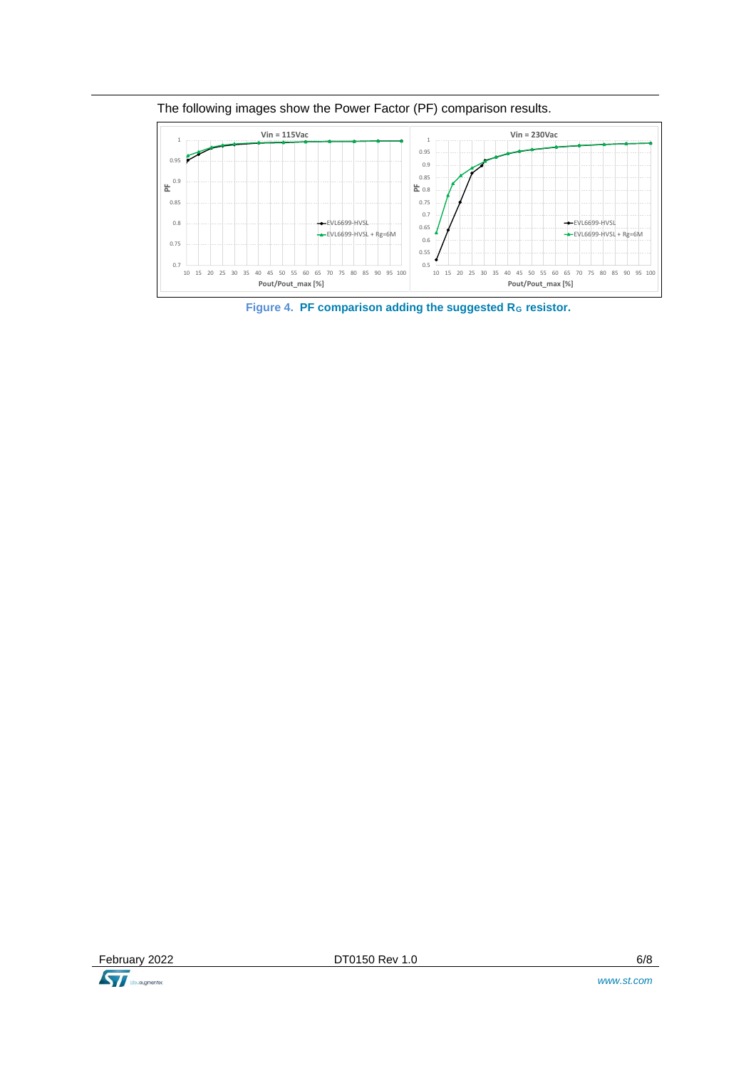The following images show the Power Factor (PF) comparison results.

Figure 4. PF comparison adding the suggested $R_G$ resistor.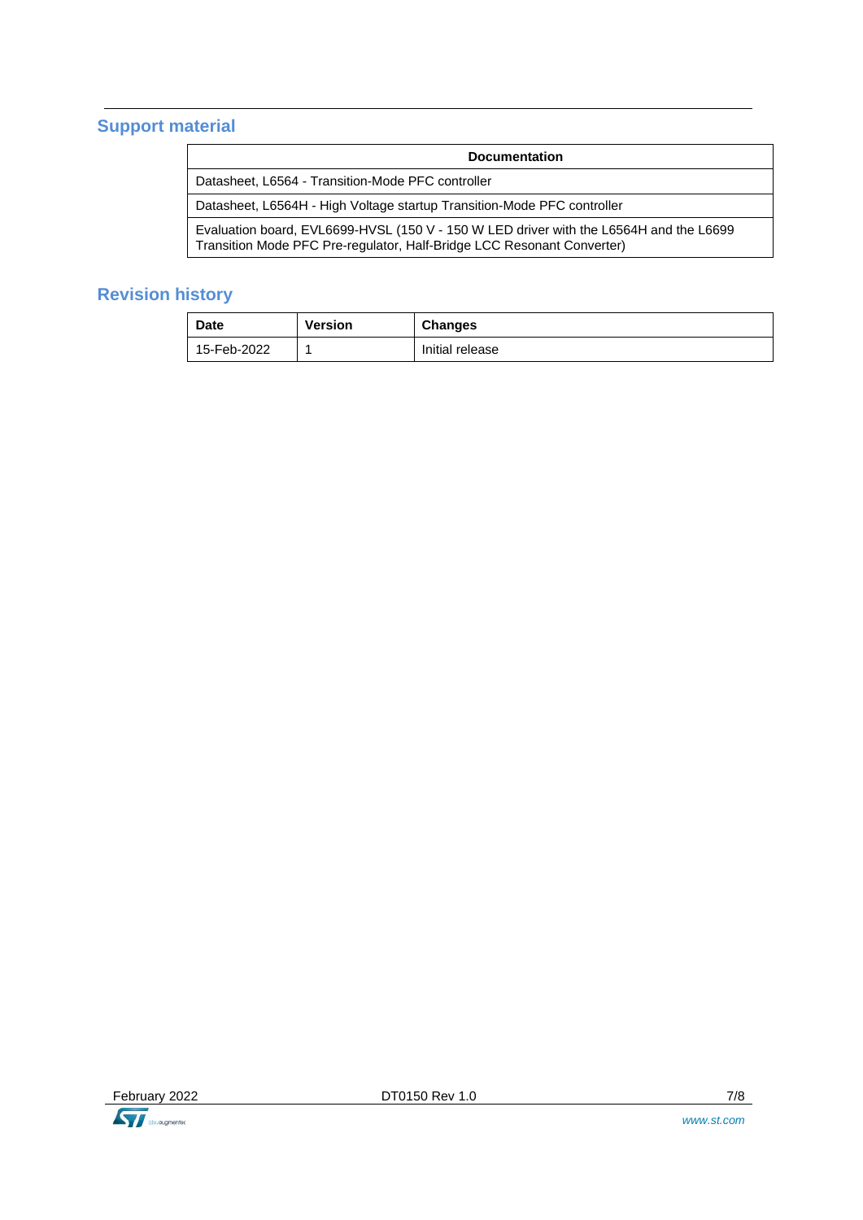## Support material

| Documentation |
|---|
| Datasheet, L6564 - Transition-Mode PFC controller |
| Datasheet, L6564H - High Voltage startup Transition-Mode PFC controller |
| Evaluation board, EVL6699-HVSL (150 V - 150 W LED driver with the L6564H and the L6699 Transition Mode PFC Pre-regulator, Half-Bridge LCC Resonant Converter) |

## Revision history

| Date | Version | Changes |
|---|---|---|
| 15-Feb-2022 | 1 | Initial release |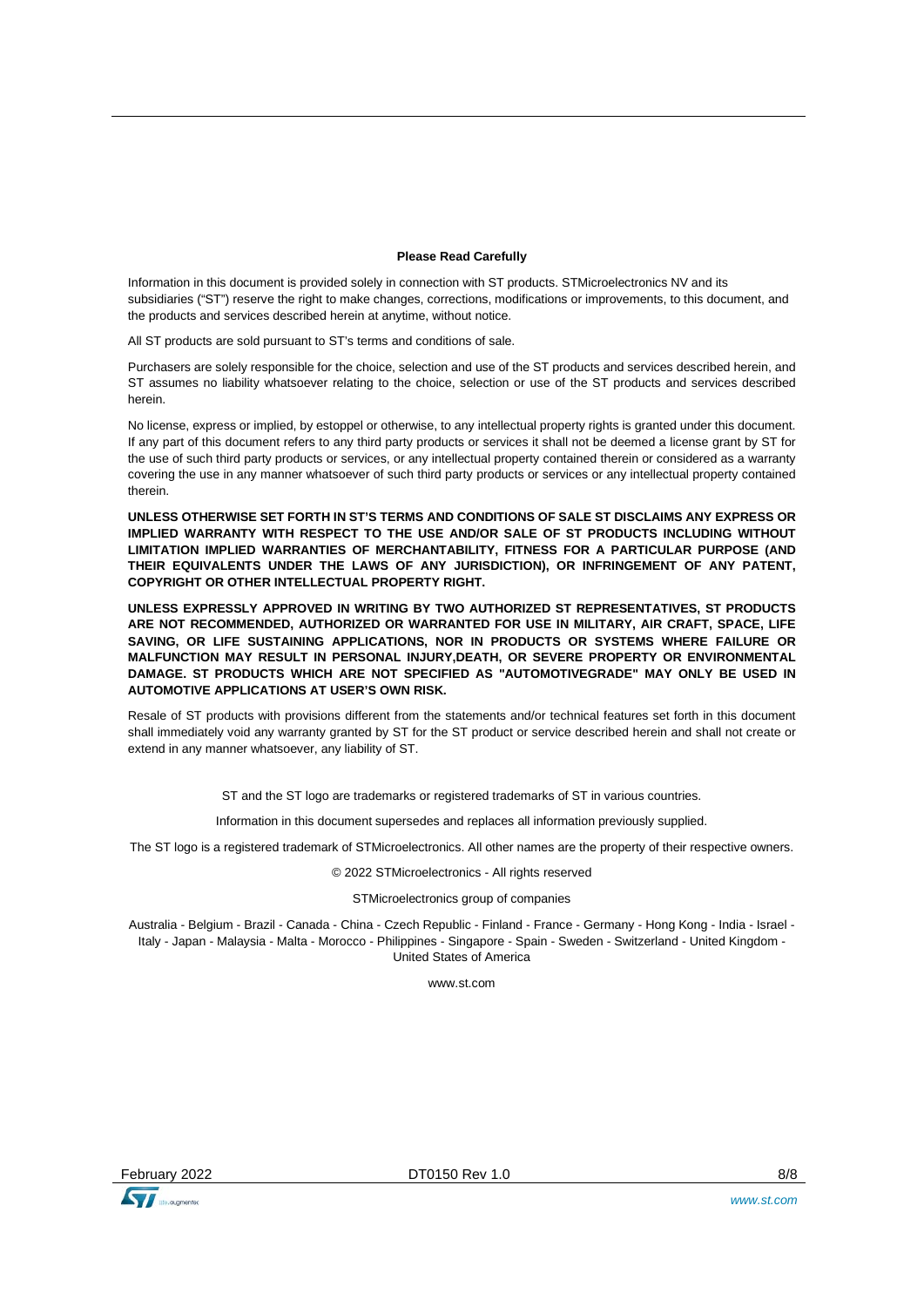**Please Read Carefully**

Information in this document is provided solely in connection with ST products. STMicroelectronics NV and its subsidiaries ("ST") reserve the right to make changes, corrections, modifications or improvements, to this document, and the products and services described herein at anytime, without notice.

All ST products are sold pursuant to ST's terms and conditions of sale.

Purchasers are solely responsible for the choice, selection and use of the ST products and services described herein, and ST assumes no liability whatsoever relating to the choice, selection or use of the ST products and services described herein.

No license, express or implied, by estoppel or otherwise, to any intellectual property rights is granted under this document. If any part of this document refers to any third party products or services it shall not be deemed a license grant by ST for the use of such third party products or services, or any intellectual property contained therein or considered as a warranty covering the use in any manner whatsoever of such third party products or services or any intellectual property contained therein.

**UNLESS OTHERWISE SET FORTH IN ST'S TERMS AND CONDITIONS OF SALE ST DISCLAIMS ANY EXPRESS OR IMPLIED WARRANTY WITH RESPECT TO THE USE AND/OR SALE OF ST PRODUCTS INCLUDING WITHOUT LIMITATION IMPLIED WARRANTIES OF MERCHANTABILITY, FITNESS FOR A PARTICULAR PURPOSE (AND THEIR EQUIVALENTS UNDER THE LAWS OF ANY JURISDICTION), OR INFRINGEMENT OF ANY PATENT, COPYRIGHT OR OTHER INTELLECTUAL PROPERTY RIGHT.**

**UNLESS EXPRESSLY APPROVED IN WRITING BY TWO AUTHORIZED ST REPRESENTATIVES, ST PRODUCTS ARE NOT RECOMMENDED, AUTHORIZED OR WARRANTED FOR USE IN MILITARY, AIR CRAFT, SPACE, LIFE SAVING, OR LIFE SUSTAINING APPLICATIONS, NOR IN PRODUCTS OR SYSTEMS WHERE FAILURE OR MALFUNCTION MAY RESULT IN PERSONAL INJURY,DEATH, OR SEVERE PROPERTY OR ENVIRONMENTAL DAMAGE. ST PRODUCTS WHICH ARE NOT SPECIFIED AS "AUTOMOTIVEGRADE" MAY ONLY BE USED IN AUTOMOTIVE APPLICATIONS AT USER'S OWN RISK.**

Resale of ST products with provisions different from the statements and/or technical features set forth in this document shall immediately void any warranty granted by ST for the ST product or service described herein and shall not create or extend in any manner whatsoever, any liability of ST.

ST and the ST logo are trademarks or registered trademarks of ST in various countries.

Information in this document supersedes and replaces all information previously supplied.

The ST logo is a registered trademark of STMicroelectronics. All other names are the property of their respective owners.

© 2022 STMicroelectronics - All rights reserved

STMicroelectronics group of companies

Australia - Belgium - Brazil - Canada - China - Czech Republic - Finland - France - Germany - Hong Kong - India - Israel - Italy - Japan - Malaysia - Malta - Morocco - Philippines - Singapore - Spain - Sweden - Switzerland - United Kingdom - United States of America

www.st.com